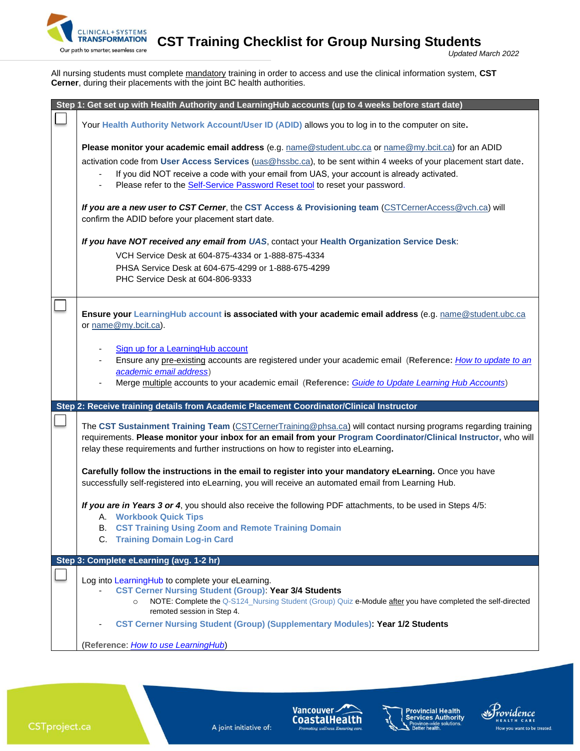# CST Training Checklist for Group Nursing Students

*Updated March 2022*

All nursing students must complete mandatory training in order to access and use the clinical information system, **CST Cerner**, during their placements with the joint BC health authorities.

## Step 1: Get set up with Health Authority and LearningHub accounts (up to 4 weeks before start date)

☐ Your **Health Authority Network Account/User ID (ADID)** allows you to log in to the computer on site**.**

**Please monitor your academic email address** (e.g. name@student.ubc.ca or name@my.bcit.ca) for an ADID activation code from **User Access Services** (uas@hssbc.ca), to be sent within 4 weeks of your placement start date**.**

- If you did NOT receive a code with your email from UAS, your account is already activated.
- Please refer to the Self-Service Password Reset tool to reset your password.

***If you are a new user to CST Cerner***, the **CST Access & Provisioning team** (CSTCernerAccess@vch.ca) will confirm the ADID before your placement start date.

***If you have NOT received any email from UAS***, contact your **Health Organization Service Desk**:

VCH Service Desk at 604-875-4334 or 1-888-875-4334
PHSA Service Desk at 604-675-4299 or 1-888-675-4299
PHC Service Desk at 604-806-9333

☐ **Ensure your LearningHub account is associated with your academic email address** (e.g. name@student.ubc.ca or name@my.bcit.ca).

- Sign up for a LearningHub account
- Ensure any pre-existing accounts are registered under your academic email (**Reference:** *How to update to an academic email address*)
- Merge multiple accounts to your academic email (**Reference:** *Guide to Update Learning Hub Accounts*)

## Step 2: Receive training details from Academic Placement Coordinator/Clinical Instructor

☐ The **CST Sustainment Training Team** (CSTCernerTraining@phsa.ca) will contact nursing programs regarding training requirements. **Please monitor your inbox for an email from your Program Coordinator/Clinical Instructor,** who will relay these requirements and further instructions on how to register into eLearning**.**

**Carefully follow the instructions in the email to register into your mandatory eLearning.** Once you have successfully self-registered into eLearning, you will receive an automated email from Learning Hub.

***If you are in Years 3 or 4***, you should also receive the following PDF attachments, to be used in Steps 4/5:

A. **Workbook Quick Tips**
B. **CST Training Using Zoom and Remote Training Domain**
C. **Training Domain Log-in Card**

## Step 3: Complete eLearning (avg. 1-2 hr)

☐ Log into LearningHub to complete your eLearning.

- **CST Cerner Nursing Student (Group)**: **Year 3/4 Students**
  - NOTE: Complete the Q-S124_Nursing Student (Group) Quiz e-Module after you have completed the self-directed remoted session in Step 4.
- **CST Cerner Nursing Student (Group) (Supplementary Modules)**: **Year 1/2 Students**

(**Reference:** *How to use LearningHub*)

CSTproject.ca

A joint initiative of: Vancouver CoastalHealth, Provincial Health Services Authority, Providence Health Care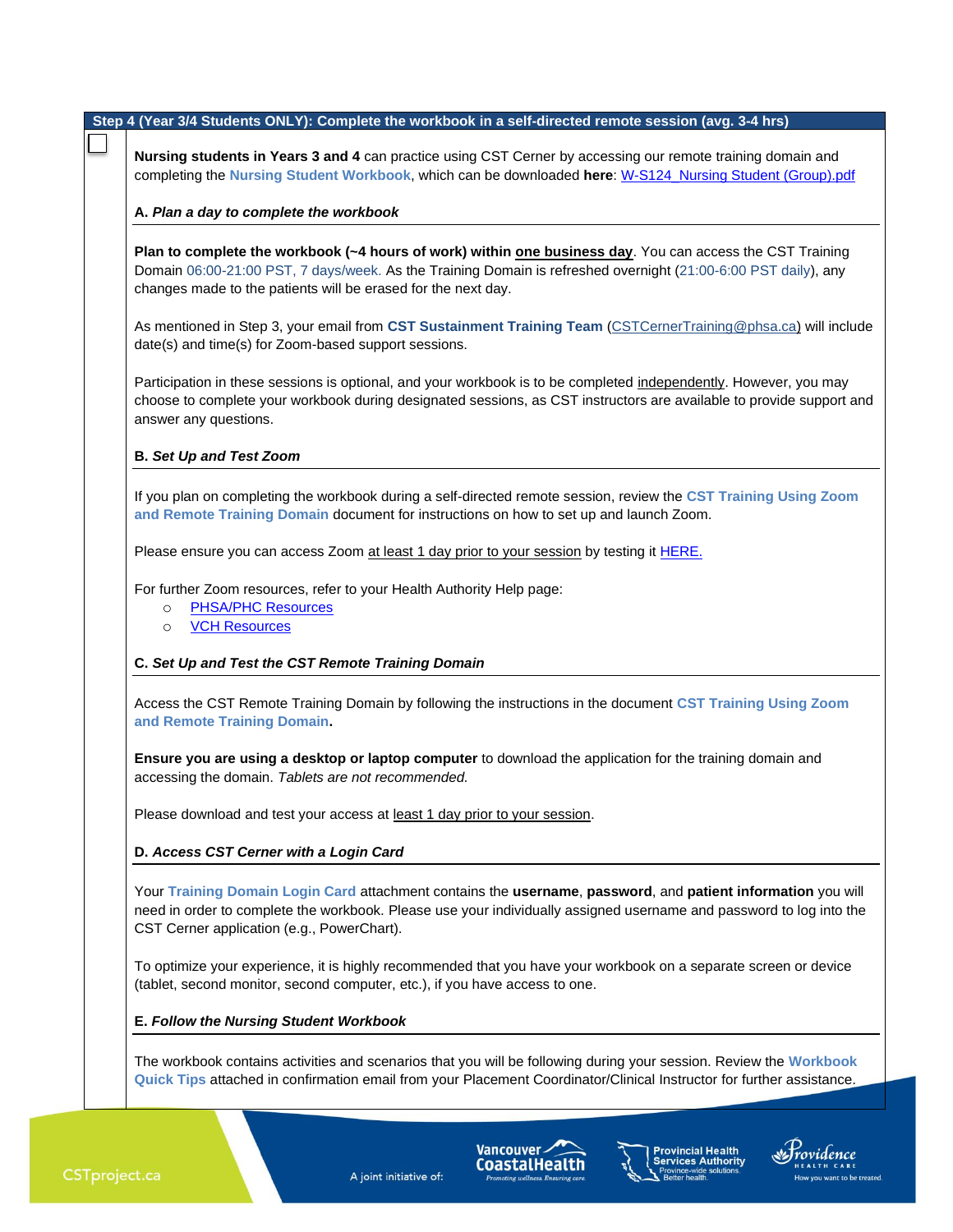## Step 4 (Year 3/4 Students ONLY): Complete the workbook in a self-directed remote session (avg. 3-4 hrs)

☐

**Nursing students in Years 3 and 4** can practice using CST Cerner by accessing our remote training domain and completing the **Nursing Student Workbook**, which can be downloaded **here**: W-S124_Nursing Student (Group).pdf

### A. *Plan a day to complete the workbook*

**Plan to complete the workbook (~4 hours of work) within one business day**. You can access the CST Training Domain 06:00-21:00 PST, 7 days/week. As the Training Domain is refreshed overnight (21:00-6:00 PST daily), any changes made to the patients will be erased for the next day.

As mentioned in Step 3, your email from **CST Sustainment Training Team** (CSTCernerTraining@phsa.ca) will include date(s) and time(s) for Zoom-based support sessions.

Participation in these sessions is optional, and your workbook is to be completed independently. However, you may choose to complete your workbook during designated sessions, as CST instructors are available to provide support and answer any questions.

### B. *Set Up and Test Zoom*

If you plan on completing the workbook during a self-directed remote session, review the **CST Training Using Zoom and Remote Training Domain** document for instructions on how to set up and launch Zoom.

Please ensure you can access Zoom at least 1 day prior to your session by testing it HERE.

For further Zoom resources, refer to your Health Authority Help page:

- PHSA/PHC Resources
- VCH Resources

### C. *Set Up and Test the CST Remote Training Domain*

Access the CST Remote Training Domain by following the instructions in the document **CST Training Using Zoom and Remote Training Domain.**

**Ensure you are using a desktop or laptop computer** to download the application for the training domain and accessing the domain. *Tablets are not recommended.*

Please download and test your access at least 1 day prior to your session.

### D. *Access CST Cerner with a Login Card*

Your **Training Domain Login Card** attachment contains the **username**, **password**, and **patient information** you will need in order to complete the workbook. Please use your individually assigned username and password to log into the CST Cerner application (e.g., PowerChart).

To optimize your experience, it is highly recommended that you have your workbook on a separate screen or device (tablet, second monitor, second computer, etc.), if you have access to one.

### E. *Follow the Nursing Student Workbook*

The workbook contains activities and scenarios that you will be following during your session. Review the **Workbook Quick Tips** attached in confirmation email from your Placement Coordinator/Clinical Instructor for further assistance.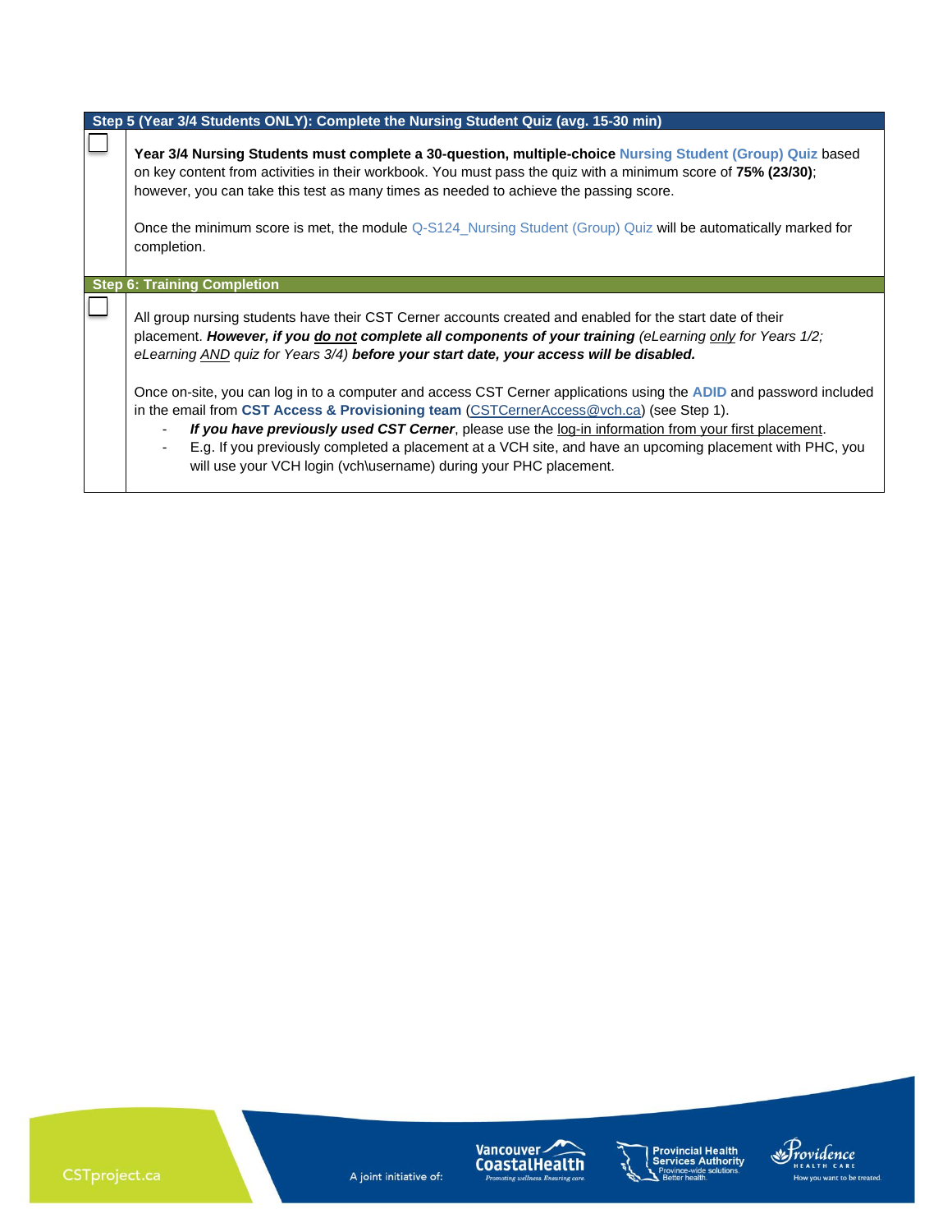## Step 5 (Year 3/4 Students ONLY): Complete the Nursing Student Quiz (avg. 15-30 min)

☐

**Year 3/4 Nursing Students must complete a 30-question, multiple-choice** Nursing Student (Group) Quiz based on key content from activities in their workbook. You must pass the quiz with a minimum score of **75% (23/30)**; however, you can take this test as many times as needed to achieve the passing score.

Once the minimum score is met, the module Q-S124_Nursing Student (Group) Quiz will be automatically marked for completion.

## Step 6: Training Completion

☐

All group nursing students have their CST Cerner accounts created and enabled for the start date of their placement. ***However, if you do not complete all components of your training*** *(eLearning only for Years 1/2; eLearning AND quiz for Years 3/4)* ***before your start date, your access will be disabled.***

Once on-site, you can log in to a computer and access CST Cerner applications using the **ADID** and password included in the email from **CST Access & Provisioning team** (CSTCernerAccess@vch.ca) (see Step 1).

- ***If you have previously used CST Cerner***, please use the log-in information from your first placement.
- E.g. If you previously completed a placement at a VCH site, and have an upcoming placement with PHC, you will use your VCH login (vch\username) during your PHC placement.